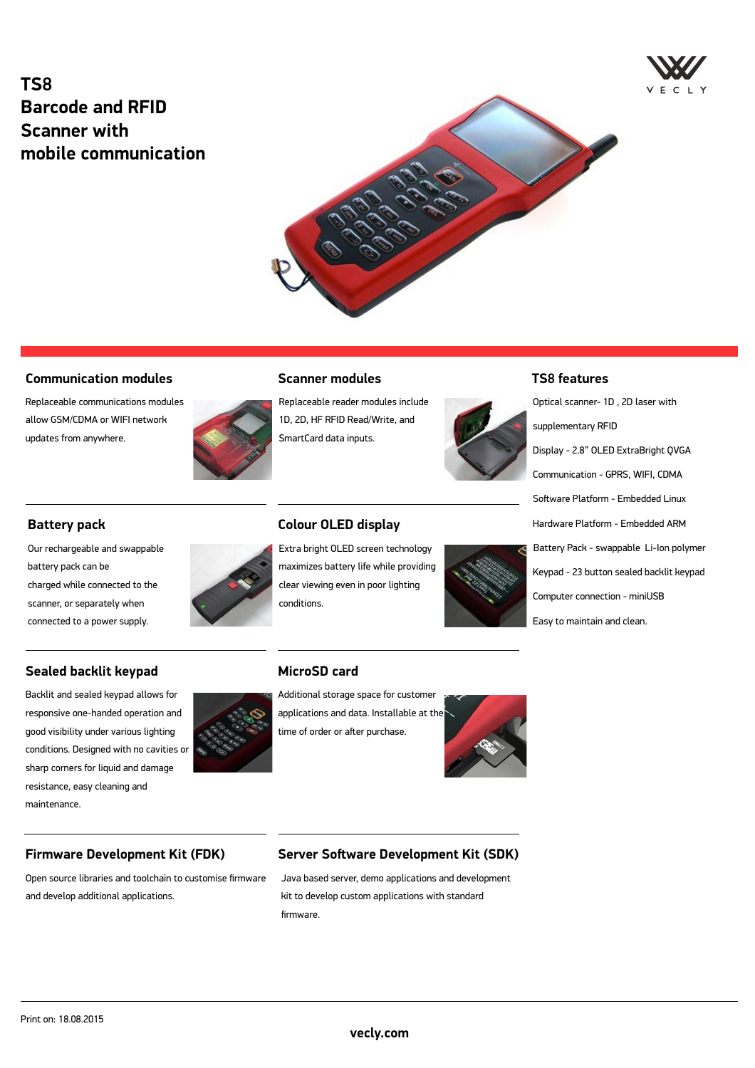# TS8 Barcode and RFID Scanner with mobile communication

## Communication modules

Replaceable communications modules allow GSM/CDMA or WIFI network updates from anywhere.

## Scanner modules

Replaceable reader modules include 1D, 2D, HF RFID Read/Write, and SmartCard data inputs.

## TS8 features

Optical scanner- 1D , 2D laser with supplementary RFID

Display - 2.8" OLED ExtraBright QVGA

Communication - GPRS, WIFI, CDMA

Software Platform - Embedded Linux

Hardware Platform - Embedded ARM

Battery Pack - swappable Li-Ion polymer

Keypad - 23 button sealed backlit keypad

Computer connection - miniUSB

Easy to maintain and clean.

## Battery pack

Our rechargeable and swappable battery pack can be charged while connected to the scanner, or separately when connected to a power supply.

## Colour OLED display

Extra bright OLED screen technology maximizes battery life while providing clear viewing even in poor lighting conditions.

## Sealed backlit keypad

Backlit and sealed keypad allows for responsive one-handed operation and good visibility under various lighting conditions. Designed with no cavities or sharp corners for liquid and damage resistance, easy cleaning and maintenance.

## MicroSD card

Additional storage space for customer applications and data. Installable at the time of order or after purchase.

## Firmware Development Kit (FDK)

Open source libraries and toolchain to customise firmware and develop additional applications.

## Server Software Development Kit (SDK)

Java based server, demo applications and development kit to develop custom applications with standard firmware.

Print on: 18.08.2015

vecly.com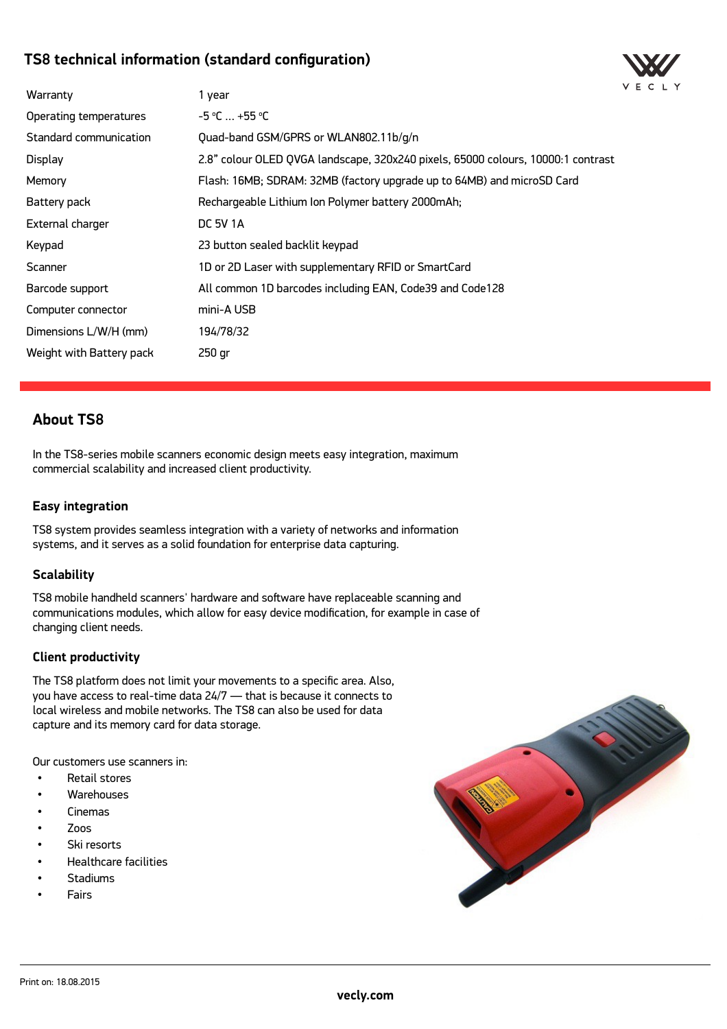## TS8 technical information (standard configuration)

| | |
|---|---|
| Warranty | 1 year |
| Operating temperatures | -5 °C ... +55 °C |
| Standard communication | Quad-band GSM/GPRS or WLAN802.11b/g/n |
| Display | 2.8" colour OLED QVGA landscape, 320x240 pixels, 65000 colours, 10000:1 contrast |
| Memory | Flash: 16MB; SDRAM: 32MB (factory upgrade up to 64MB) and microSD Card |
| Battery pack | Rechargeable Lithium Ion Polymer battery 2000mAh; |
| External charger | DC 5V 1A |
| Keypad | 23 button sealed backlit keypad |
| Scanner | 1D or 2D Laser with supplementary RFID or SmartCard |
| Barcode support | All common 1D barcodes including EAN, Code39 and Code128 |
| Computer connector | mini-A USB |
| Dimensions L/W/H (mm) | 194/78/32 |
| Weight with Battery pack | 250 gr |

## About TS8

In the TS8-series mobile scanners economic design meets easy integration, maximum commercial scalability and increased client productivity.

### Easy integration

TS8 system provides seamless integration with a variety of networks and information systems, and it serves as a solid foundation for enterprise data capturing.

### Scalability

TS8 mobile handheld scanners' hardware and software have replaceable scanning and communications modules, which allow for easy device modification, for example in case of changing client needs.

### Client productivity

The TS8 platform does not limit your movements to a specific area. Also, you have access to real-time data 24/7 — that is because it connects to local wireless and mobile networks. The TS8 can also be used for data capture and its memory card for data storage.

Our customers use scanners in:

- Retail stores
- Warehouses
- Cinemas
- Zoos
- Ski resorts
- Healthcare facilities
- Stadiums
- Fairs